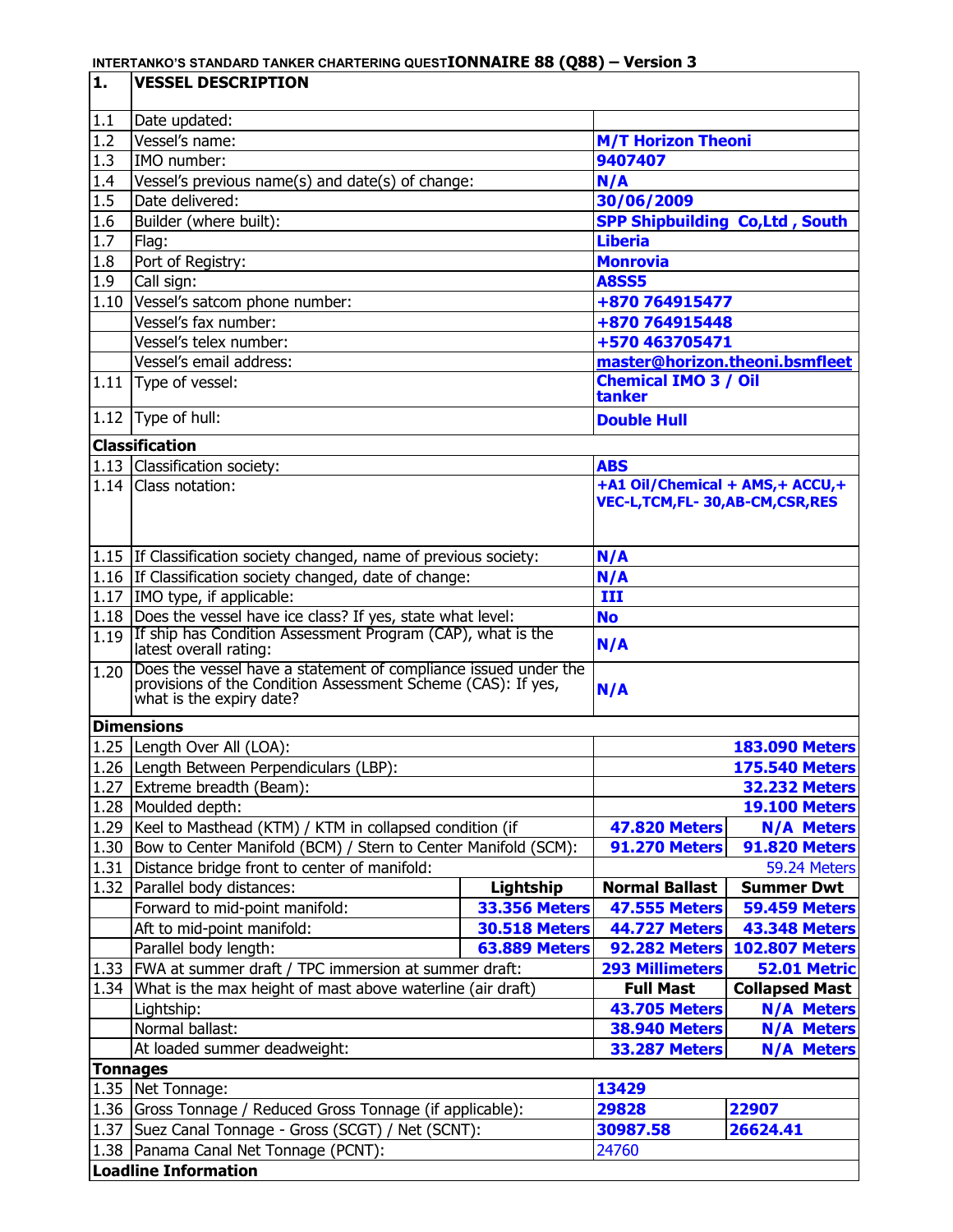**INTERTANKO'S STANDARD TANKER CHARTERING QUESTIONNAIRE 88 (Q88) – Version 3**

| 1. | VESSEL DESCRIPTION | | | |
|---|---|---|---|---|
| 1.1 | Date updated: | | | |
| 1.2 | Vessel's name: | | M/T Horizon Theoni | |
| 1.3 | IMO number: | | 9407407 | |
| 1.4 | Vessel's previous name(s) and date(s) of change: | | N/A | |
| 1.5 | Date delivered: | | 30/06/2009 | |
| 1.6 | Builder (where built): | | SPP Shipbuilding Co,Ltd , South | |
| 1.7 | Flag: | | Liberia | |
| 1.8 | Port of Registry: | | Monrovia | |
| 1.9 | Call sign: | | A8SS5 | |
| 1.10 | Vessel's satcom phone number: | | +870 764915477 | |
| | Vessel's fax number: | | +870 764915448 | |
| | Vessel's telex number: | | +570 463705471 | |
| | Vessel's email address: | | master@horizon.theoni.bsmfleet | |
| 1.11 | Type of vessel: | | Chemical IMO 3 / Oil tanker | |
| 1.12 | Type of hull: | | Double Hull | |
| | **Classification** | | | |
| 1.13 | Classification society: | | ABS | |
| 1.14 | Class notation: | | +A1 Oil/Chemical + AMS,+ ACCU,+ VEC-L,TCM,FL- 30,AB-CM,CSR,RES | |
| 1.15 | If Classification society changed, name of previous society: | | N/A | |
| 1.16 | If Classification society changed, date of change: | | N/A | |
| 1.17 | IMO type, if applicable: | | III | |
| 1.18 | Does the vessel have ice class? If yes, state what level: | | No | |
| 1.19 | If ship has Condition Assessment Program (CAP), what is the latest overall rating: | | N/A | |
| 1.20 | Does the vessel have a statement of compliance issued under the provisions of the Condition Assessment Scheme (CAS): If yes, what is the expiry date? | | N/A | |
| | **Dimensions** | | | |
| 1.25 | Length Over All (LOA): | | | 183.090 Meters |
| 1.26 | Length Between Perpendiculars (LBP): | | | 175.540 Meters |
| 1.27 | Extreme breadth (Beam): | | | 32.232 Meters |
| 1.28 | Moulded depth: | | | 19.100 Meters |
| 1.29 | Keel to Masthead (KTM) / KTM in collapsed condition (if | | 47.820 Meters | N/A Meters |
| 1.30 | Bow to Center Manifold (BCM) / Stern to Center Manifold (SCM): | | 91.270 Meters | 91.820 Meters |
| 1.31 | Distance bridge front to center of manifold: | | | 59.24 Meters |
| 1.32 | Parallel body distances: | Lightship | Normal Ballast | Summer Dwt |
| | Forward to mid-point manifold: | 33.356 Meters | 47.555 Meters | 59.459 Meters |
| | Aft to mid-point manifold: | 30.518 Meters | 44.727 Meters | 43.348 Meters |
| | Parallel body length: | 63.889 Meters | 92.282 Meters | 102.807 Meters |
| 1.33 | FWA at summer draft / TPC immersion at summer draft: | | 293 Millimeters | 52.01 Metric |
| 1.34 | What is the max height of mast above waterline (air draft) | | Full Mast | Collapsed Mast |
| | Lightship: | | 43.705 Meters | N/A Meters |
| | Normal ballast: | | 38.940 Meters | N/A Meters |
| | At loaded summer deadweight: | | 33.287 Meters | N/A Meters |
| | **Tonnages** | | | |
| 1.35 | Net Tonnage: | | 13429 | |
| 1.36 | Gross Tonnage / Reduced Gross Tonnage (if applicable): | | 29828 | 22907 |
| 1.37 | Suez Canal Tonnage - Gross (SCGT) / Net (SCNT): | | 30987.58 | 26624.41 |
| 1.38 | Panama Canal Net Tonnage (PCNT): | | 24760 | |
| | **Loadline Information** | | | |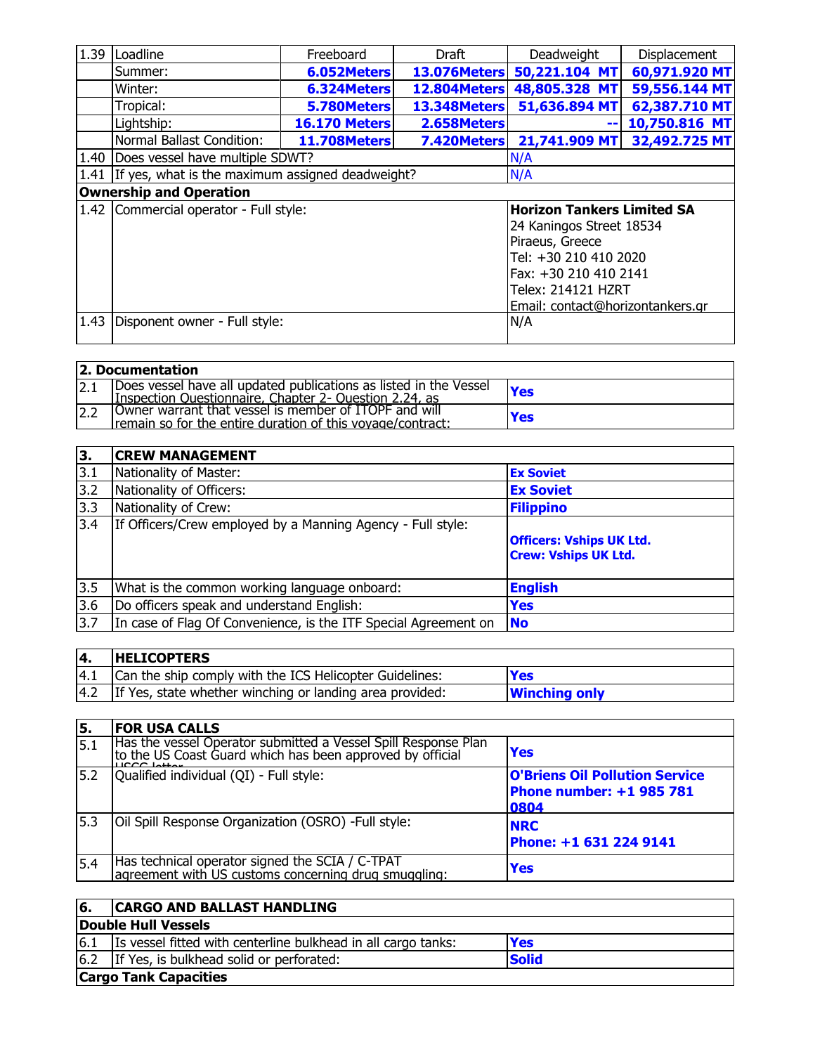| 1.39 | Loadline | Freeboard | Draft | Deadweight | Displacement |
|---|---|---|---|---|---|
| | Summer: | **6.052Meters** | **13.076Meters** | **50,221.104 MT** | **60,971.920 MT** |
| | Winter: | **6.324Meters** | **12.804Meters** | **48,805.328 MT** | **59,556.144 MT** |
| | Tropical: | **5.780Meters** | **13.348Meters** | **51,636.894 MT** | **62,387.710 MT** |
| | Lightship: | **16.170 Meters** | **2.658Meters** | **--** | **10,750.816 MT** |
| | Normal Ballast Condition: | **11.708Meters** | **7.420Meters** | **21,741.909 MT** | **32,492.725 MT** |
| 1.40 | Does vessel have multiple SDWT? | | | N/A | |
| 1.41 | If yes, what is the maximum assigned deadweight? | | | N/A | |
| **Ownership and Operation** | | | | | |
| 1.42 | Commercial operator - Full style: | | | **Horizon Tankers Limited SA**<br>24 Kaningos Street 18534<br>Piraeus, Greece<br>Tel: +30 210 410 2020<br>Fax: +30 210 410 2141<br>Telex: 214121 HZRT<br>Email: contact@horizontankers.gr | |
| 1.43 | Disponent owner - Full style: | | | N/A | |

| **2. Documentation** | | |
|---|---|---|
| 2.1 | Does vessel have all updated publications as listed in the Vessel Inspection Questionnaire, Chapter 2- Question 2.24, as | **Yes** |
| 2.2 | Owner warrant that vessel is member of ITOPF and will remain so for the entire duration of this voyage/contract: | **Yes** |

| **3.** | **CREW MANAGEMENT** | |
|---|---|---|
| 3.1 | Nationality of Master: | **Ex Soviet** |
| 3.2 | Nationality of Officers: | **Ex Soviet** |
| 3.3 | Nationality of Crew: | **Filippino** |
| 3.4 | If Officers/Crew employed by a Manning Agency - Full style: | **Officers: Vships UK Ltd.**<br>**Crew: Vships UK Ltd.** |
| 3.5 | What is the common working language onboard: | **English** |
| 3.6 | Do officers speak and understand English: | **Yes** |
| 3.7 | In case of Flag Of Convenience, is the ITF Special Agreement on | **No** |

| **4.** | **HELICOPTERS** | |
|---|---|---|
| 4.1 | Can the ship comply with the ICS Helicopter Guidelines: | **Yes** |
| 4.2 | If Yes, state whether winching or landing area provided: | **Winching only** |

| **5.** | **FOR USA CALLS** | |
|---|---|---|
| 5.1 | Has the vessel Operator submitted a Vessel Spill Response Plan to the US Coast Guard which has been approved by official USCG letter | **Yes** |
| 5.2 | Qualified individual (QI) - Full style: | **O'Briens Oil Pollution Service**<br>**Phone number: +1 985 781 0804** |
| 5.3 | Oil Spill Response Organization (OSRO) -Full style: | **NRC**<br>**Phone: +1 631 224 9141** |
| 5.4 | Has technical operator signed the SCIA / C-TPAT agreement with US customs concerning drug smuggling: | **Yes** |

| **6.** | **CARGO AND BALLAST HANDLING** | |
|---|---|---|
| **Double Hull Vessels** | | |
| 6.1 | Is vessel fitted with centerline bulkhead in all cargo tanks: | **Yes** |
| 6.2 | If Yes, is bulkhead solid or perforated: | **Solid** |
| **Cargo Tank Capacities** | | |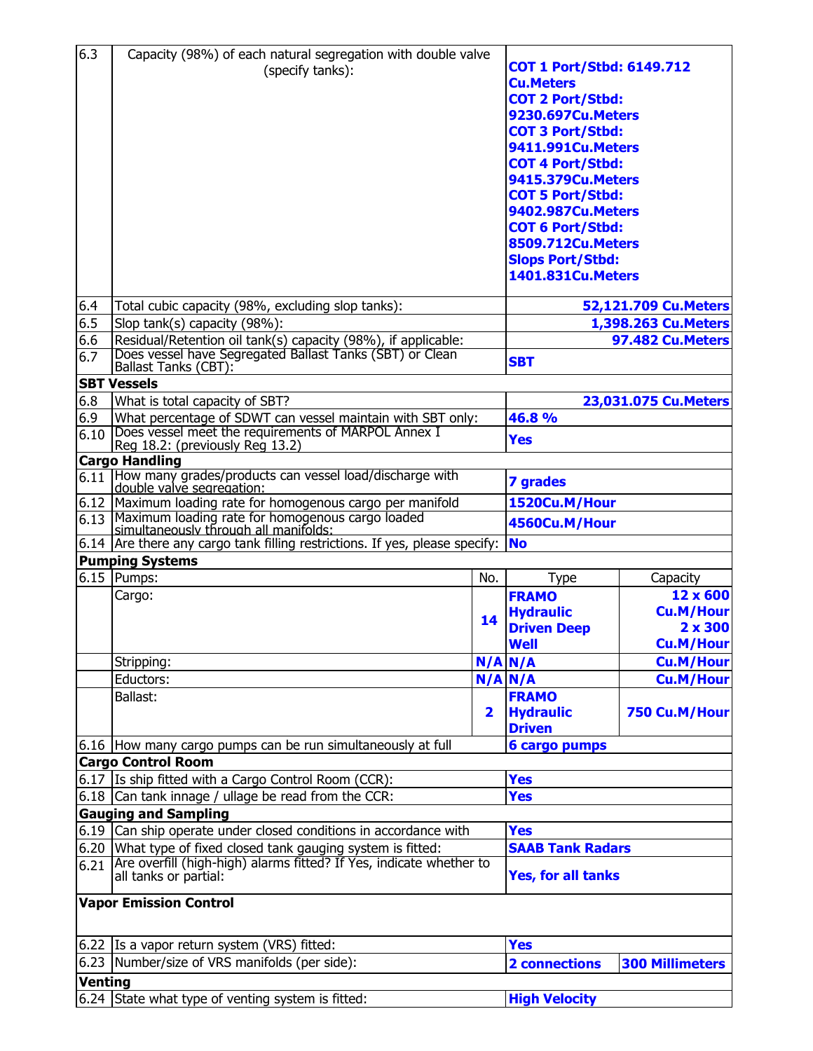| | | | | |
|---|---|---|---|---|
| 6.3 | Capacity (98%) of each natural segregation with double valve (specify tanks): | | **COT 1 Port/Stbd: 6149.712 Cu.Meters COT 2 Port/Stbd: 9230.697Cu.Meters COT 3 Port/Stbd: 9411.991Cu.Meters COT 4 Port/Stbd: 9415.379Cu.Meters COT 5 Port/Stbd: 9402.987Cu.Meters COT 6 Port/Stbd: 8509.712Cu.Meters Slops Port/Stbd: 1401.831Cu.Meters** | |
| 6.4 | Total cubic capacity (98%, excluding slop tanks): | | | **52,121.709 Cu.Meters** |
| 6.5 | Slop tank(s) capacity (98%): | | | **1,398.263 Cu.Meters** |
| 6.6 | Residual/Retention oil tank(s) capacity (98%), if applicable: | | | **97.482 Cu.Meters** |
| 6.7 | Does vessel have Segregated Ballast Tanks (SBT) or Clean Ballast Tanks (CBT): | | **SBT** | |
| **SBT Vessels** | | | | |
| 6.8 | What is total capacity of SBT? | | | **23,031.075 Cu.Meters** |
| 6.9 | What percentage of SDWT can vessel maintain with SBT only: | | **46.8 %** | |
| 6.10 | Does vessel meet the requirements of MARPOL Annex I Reg 18.2: (previously Reg 13.2) | | **Yes** | |
| **Cargo Handling** | | | | |
| 6.11 | How many grades/products can vessel load/discharge with double valve segregation: | | **7 grades** | |
| 6.12 | Maximum loading rate for homogenous cargo per manifold | | **1520Cu.M/Hour** | |
| 6.13 | Maximum loading rate for homogenous cargo loaded simultaneously through all manifolds: | | **4560Cu.M/Hour** | |
| 6.14 | Are there any cargo tank filling restrictions. If yes, please specify: | | **No** | |
| **Pumping Systems** | | | | |
| 6.15 | Pumps: | No. | Type | Capacity |
| | Cargo: | **14** | **FRAMO Hydraulic Driven Deep Well** | **12 x 600 Cu.M/Hour 2 x 300 Cu.M/Hour** |
| | Stripping: | **N/A** | **N/A** | **Cu.M/Hour** |
| | Eductors: | **N/A** | **N/A** | **Cu.M/Hour** |
| | Ballast: | **2** | **FRAMO Hydraulic Driven** | **750 Cu.M/Hour** |
| 6.16 | How many cargo pumps can be run simultaneously at full | | **6 cargo pumps** | |
| **Cargo Control Room** | | | | |
| 6.17 | Is ship fitted with a Cargo Control Room (CCR): | | **Yes** | |
| 6.18 | Can tank innage / ullage be read from the CCR: | | **Yes** | |
| **Gauging and Sampling** | | | | |
| 6.19 | Can ship operate under closed conditions in accordance with | | **Yes** | |
| 6.20 | What type of fixed closed tank gauging system is fitted: | | **SAAB Tank Radars** | |
| 6.21 | Are overfill (high-high) alarms fitted? If Yes, indicate whether to all tanks or partial: | | **Yes, for all tanks** | |
| **Vapor Emission Control** | | | | |
| 6.22 | Is a vapor return system (VRS) fitted: | | **Yes** | |
| 6.23 | Number/size of VRS manifolds (per side): | | **2 connections** | **300 Millimeters** |
| **Venting** | | | | |
| 6.24 | State what type of venting system is fitted: | | **High Velocity** | |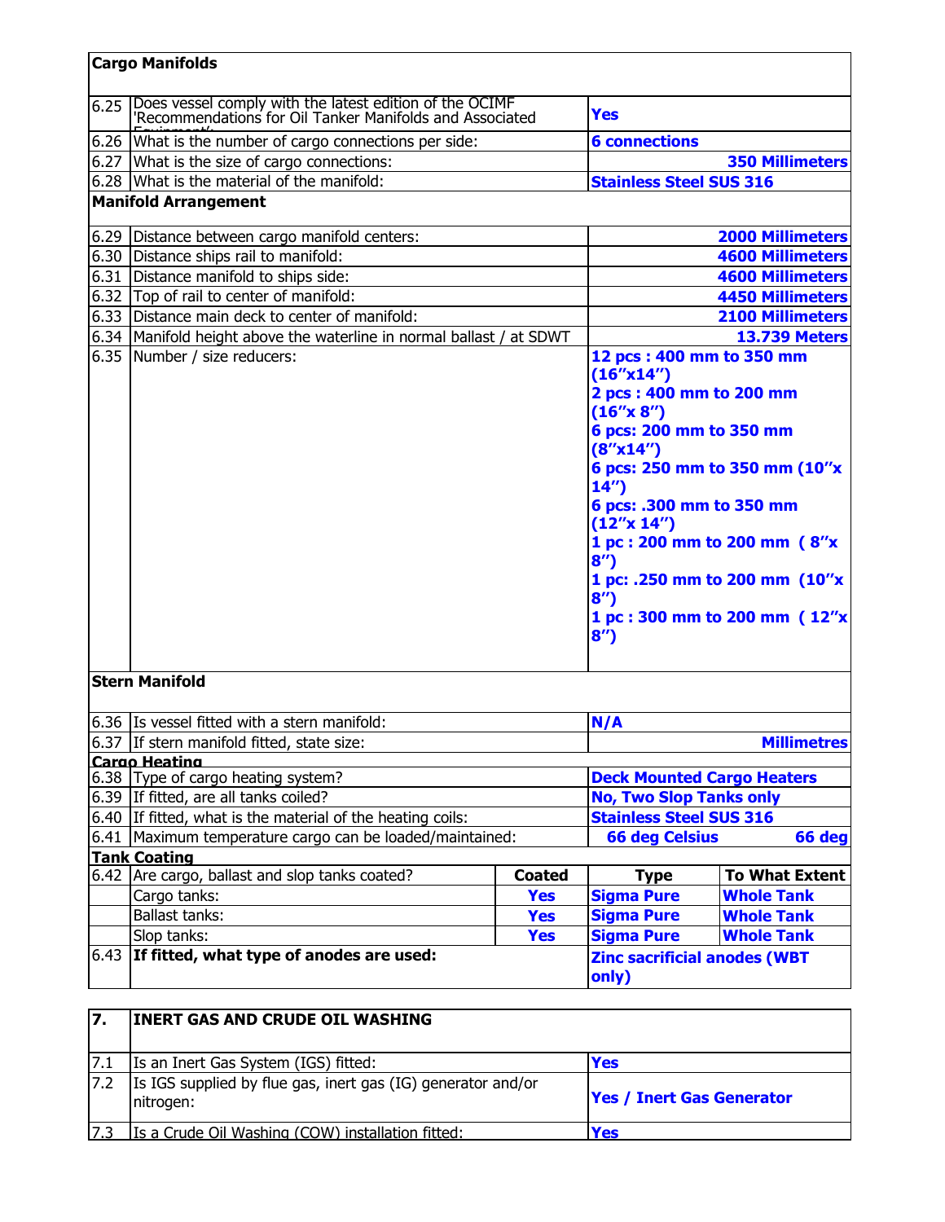## Cargo Manifolds

| | | |
|---|---|---|
| 6.25 | Does vessel comply with the latest edition of the OCIMF 'Recommendations for Oil Tanker Manifolds and Associated Equipment': | **Yes** |
| 6.26 | What is the number of cargo connections per side: | **6 connections** |
| 6.27 | What is the size of cargo connections: | **350 Millimeters** |
| 6.28 | What is the material of the manifold: | **Stainless Steel SUS 316** |

## Manifold Arrangement

| | | |
|---|---|---|
| 6.29 | Distance between cargo manifold centers: | **2000 Millimeters** |
| 6.30 | Distance ships rail to manifold: | **4600 Millimeters** |
| 6.31 | Distance manifold to ships side: | **4600 Millimeters** |
| 6.32 | Top of rail to center of manifold: | **4450 Millimeters** |
| 6.33 | Distance main deck to center of manifold: | **2100 Millimeters** |
| 6.34 | Manifold height above the waterline in normal ballast / at SDWT | **13.739 Meters** |
| 6.35 | Number / size reducers: | **12 pcs : 400 mm to 350 mm (16"x14")**<br>**2 pcs : 400 mm to 200 mm (16"x 8")**<br>**6 pcs: 200 mm to 350 mm (8"x14")**<br>**6 pcs: 250 mm to 350 mm (10"x 14")**<br>**6 pcs: .300 mm to 350 mm (12"x 14")**<br>**1 pc : 200 mm to 200 mm ( 8"x 8")**<br>**1 pc: .250 mm to 200 mm (10"x 8")**<br>**1 pc : 300 mm to 200 mm ( 12"x 8")** |

## Stern Manifold

| | | |
|---|---|---|
| 6.36 | Is vessel fitted with a stern manifold: | **N/A** |
| 6.37 | If stern manifold fitted, state size: | **Millimetres** |

## Cargo Heating

| | | |
|---|---|---|
| 6.38 | Type of cargo heating system? | **Deck Mounted Cargo Heaters** |
| 6.39 | If fitted, are all tanks coiled? | **No, Two Slop Tanks only** |
| 6.40 | If fitted, what is the material of the heating coils: | **Stainless Steel SUS 316** |
| 6.41 | Maximum temperature cargo can be loaded/maintained: | **66 deg Celsius** **66 deg** |

## Tank Coating

| | | Coated | Type | To What Extent |
|---|---|---|---|---|
| 6.42 | Are cargo, ballast and slop tanks coated? | **Coated** | **Type** | **To What Extent** |
| | Cargo tanks: | **Yes** | **Sigma Pure** | **Whole Tank** |
| | Ballast tanks: | **Yes** | **Sigma Pure** | **Whole Tank** |
| | Slop tanks: | **Yes** | **Sigma Pure** | **Whole Tank** |
| 6.43 | **If fitted, what type of anodes are used:** | | **Zinc sacrificial anodes (WBT only)** | |

## 7. INERT GAS AND CRUDE OIL WASHING

| | | |
|---|---|---|
| 7.1 | Is an Inert Gas System (IGS) fitted: | **Yes** |
| 7.2 | Is IGS supplied by flue gas, inert gas (IG) generator and/or nitrogen: | **Yes / Inert Gas Generator** |
| 7.3 | Is a Crude Oil Washing (COW) installation fitted: | **Yes** |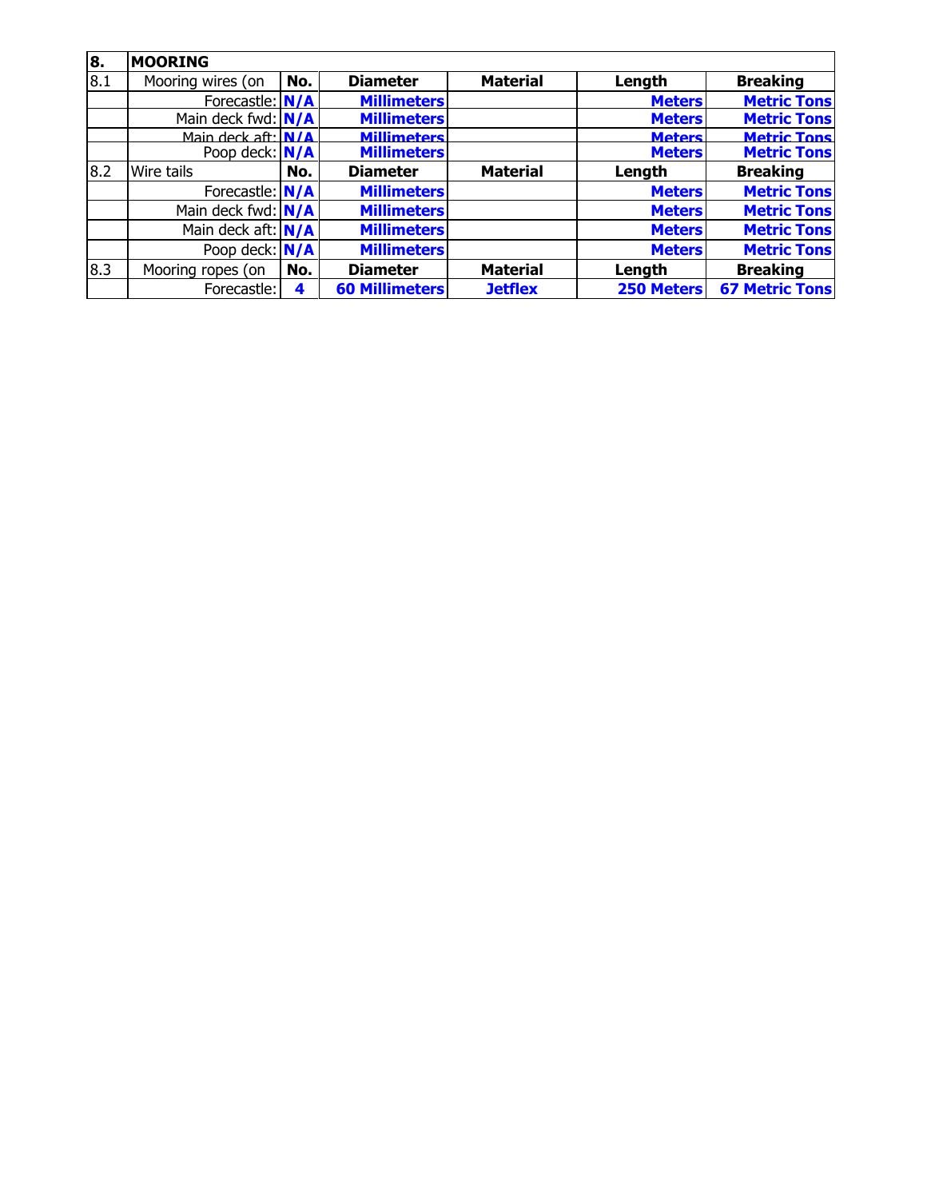| 8. | MOORING | | | | | |
|---|---|---|---|---|---|---|
| 8.1 | Mooring wires (on | No. | Diameter | Material | Length | Breaking |
| | Forecastle: | N/A | Millimeters | | Meters | Metric Tons |
| | Main deck fwd: | N/A | Millimeters | | Meters | Metric Tons |
| | Main deck aft: | N/A | Millimeters | | Meters | Metric Tons |
| | Poop deck: | N/A | Millimeters | | Meters | Metric Tons |
| 8.2 | Wire tails | No. | Diameter | Material | Length | Breaking |
| | Forecastle: | N/A | Millimeters | | Meters | Metric Tons |
| | Main deck fwd: | N/A | Millimeters | | Meters | Metric Tons |
| | Main deck aft: | N/A | Millimeters | | Meters | Metric Tons |
| | Poop deck: | N/A | Millimeters | | Meters | Metric Tons |
| 8.3 | Mooring ropes (on | No. | Diameter | Material | Length | Breaking |
| | Forecastle: | 4 | 60 Millimeters | Jetflex | 250 Meters | 67 Metric Tons |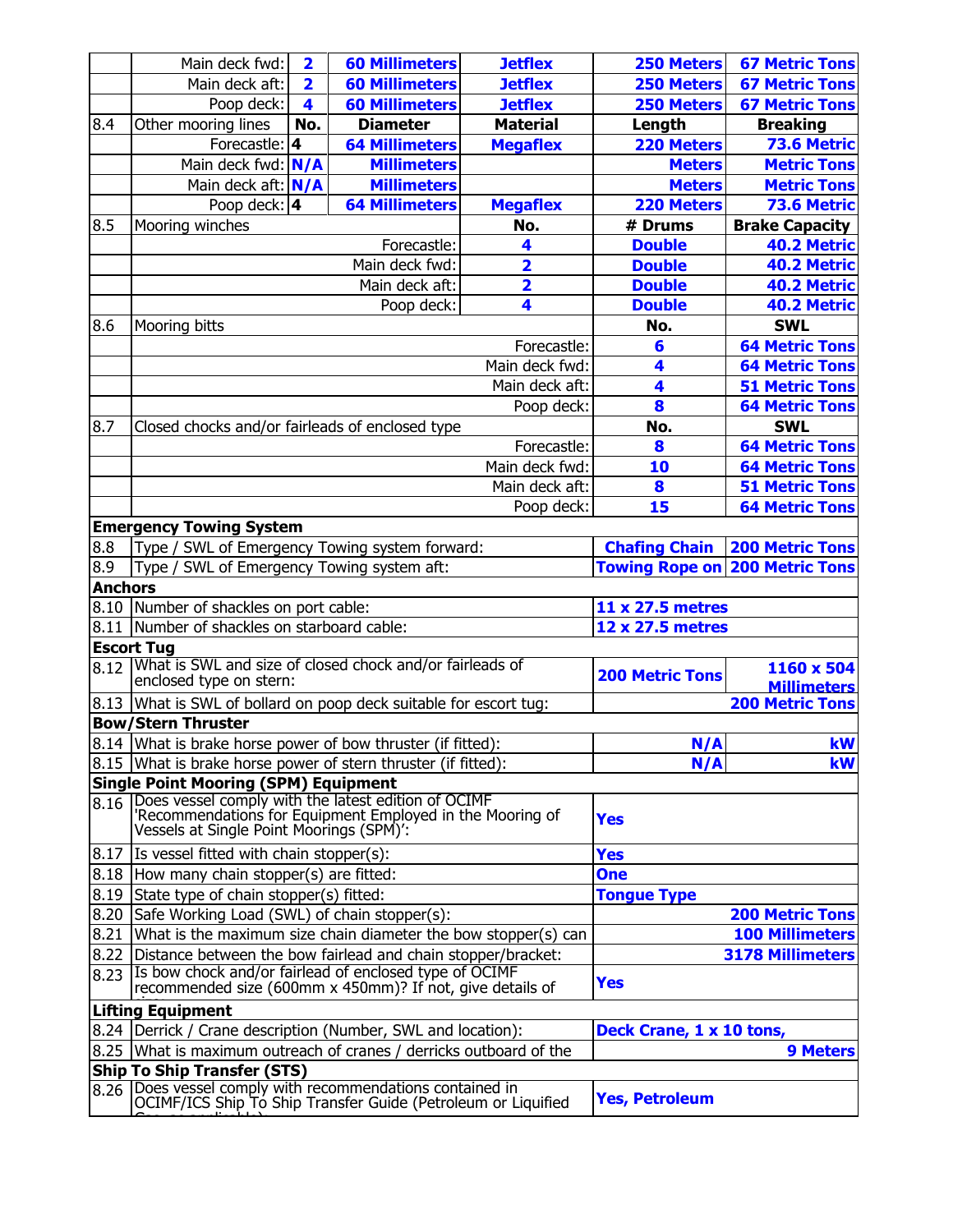| | | | | | | |
|---|---|---|---|---|---|---|
| | Main deck fwd: | 2 | 60 Millimeters | Jetflex | 250 Meters | 67 Metric Tons |
| | Main deck aft: | 2 | 60 Millimeters | Jetflex | 250 Meters | 67 Metric Tons |
| | Poop deck: | 4 | 60 Millimeters | Jetflex | 250 Meters | 67 Metric Tons |
| 8.4 | Other mooring lines | No. | Diameter | Material | Length | Breaking |
| | Forecastle: | 4 | 64 Millimeters | Megaflex | 220 Meters | 73.6 Metric |
| | Main deck fwd: | N/A | Millimeters | | Meters | Metric Tons |
| | Main deck aft: | N/A | Millimeters | | Meters | Metric Tons |
| | Poop deck: | 4 | 64 Millimeters | Megaflex | 220 Meters | 73.6 Metric |
| 8.5 | Mooring winches | | | No. | # Drums | Brake Capacity |
| | Forecastle: | | | 4 | Double | 40.2 Metric |
| | Main deck fwd: | | | 2 | Double | 40.2 Metric |
| | Main deck aft: | | | 2 | Double | 40.2 Metric |
| | Poop deck: | | | 4 | Double | 40.2 Metric |
| 8.6 | Mooring bitts | | | | No. | SWL |
| | Forecastle: | | | | 6 | 64 Metric Tons |
| | Main deck fwd: | | | | 4 | 64 Metric Tons |
| | Main deck aft: | | | | 4 | 51 Metric Tons |
| | Poop deck: | | | | 8 | 64 Metric Tons |
| 8.7 | Closed chocks and/or fairleads of enclosed type | | | | No. | SWL |
| | Forecastle: | | | | 8 | 64 Metric Tons |
| | Main deck fwd: | | | | 10 | 64 Metric Tons |
| | Main deck aft: | | | | 8 | 51 Metric Tons |
| | Poop deck: | | | | 15 | 64 Metric Tons |

**Emergency Towing System**

| | | | |
|---|---|---|---|
| 8.8 | Type / SWL of Emergency Towing system forward: | Chafing Chain | 200 Metric Tons |
| 8.9 | Type / SWL of Emergency Towing system aft: | Towing Rope on | 200 Metric Tons |

**Anchors**

| | | |
|---|---|---|
| 8.10 | Number of shackles on port cable: | 11 x 27.5 metres |
| 8.11 | Number of shackles on starboard cable: | 12 x 27.5 metres |

**Escort Tug**

| | | | |
|---|---|---|---|
| 8.12 | What is SWL and size of closed chock and/or fairleads of enclosed type on stern: | 200 Metric Tons | 1160 x 504 Millimeters |
| 8.13 | What is SWL of bollard on poop deck suitable for escort tug: | | 200 Metric Tons |

**Bow/Stern Thruster**

| | | | |
|---|---|---|---|
| 8.14 | What is brake horse power of bow thruster (if fitted): | N/A | kW |
| 8.15 | What is brake horse power of stern thruster (if fitted): | N/A | kW |

**Single Point Mooring (SPM) Equipment**

| | | |
|---|---|---|
| 8.16 | Does vessel comply with the latest edition of OCIMF 'Recommendations for Equipment Employed in the Mooring of Vessels at Single Point Moorings (SPM)': | Yes |
| 8.17 | Is vessel fitted with chain stopper(s): | Yes |
| 8.18 | How many chain stopper(s) are fitted: | One |
| 8.19 | State type of chain stopper(s) fitted: | Tongue Type |
| 8.20 | Safe Working Load (SWL) of chain stopper(s): | 200 Metric Tons |
| 8.21 | What is the maximum size chain diameter the bow stopper(s) can | 100 Millimeters |
| 8.22 | Distance between the bow fairlead and chain stopper/bracket: | 3178 Millimeters |
| 8.23 | Is bow chock and/or fairlead of enclosed type of OCIMF recommended size (600mm x 450mm)? If not, give details of | Yes |

**Lifting Equipment**

| | | |
|---|---|---|
| 8.24 | Derrick / Crane description (Number, SWL and location): | Deck Crane, 1 x 10 tons, |
| 8.25 | What is maximum outreach of cranes / derricks outboard of the | 9 Meters |

**Ship To Ship Transfer (STS)**

| | | |
|---|---|---|
| 8.26 | Does vessel comply with recommendations contained in OCIMF/ICS Ship To Ship Transfer Guide (Petroleum or Liquified | Yes, Petroleum |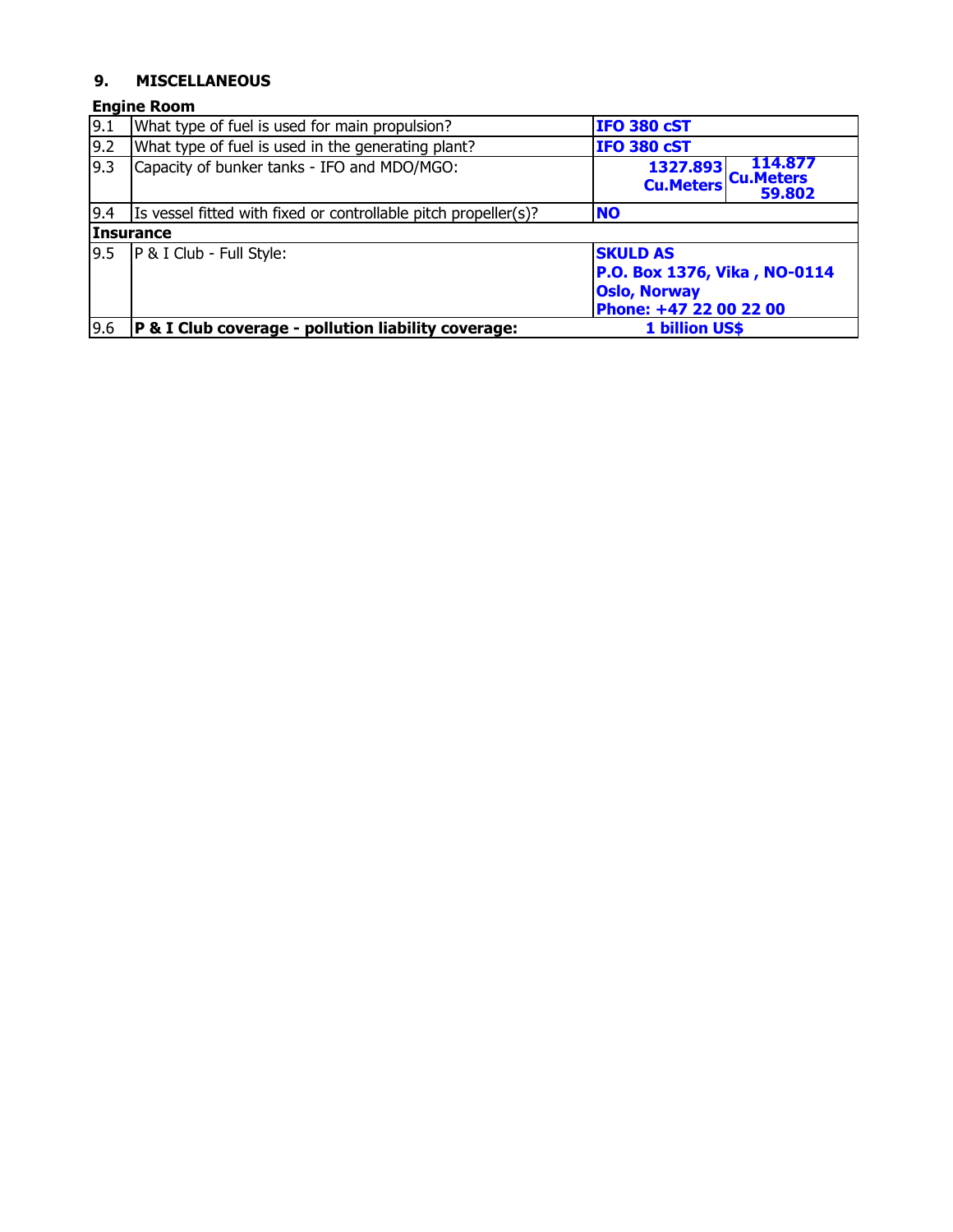## 9. MISCELLANEOUS

**Engine Room**

| | | | |
|---|---|---|---|
| 9.1 | What type of fuel is used for main propulsion? | **IFO 380 cST** | |
| 9.2 | What type of fuel is used in the generating plant? | **IFO 380 cST** | |
| 9.3 | Capacity of bunker tanks - IFO and MDO/MGO: | **1327.893 Cu.Meters** | **114.877 Cu.Meters 59.802** |
| 9.4 | Is vessel fitted with fixed or controllable pitch propeller(s)? | **NO** | |
| **Insurance** | | | |
| 9.5 | P & I Club - Full Style: | **SKULD AS**<br>**P.O. Box 1376, Vika , NO-0114**<br>**Oslo, Norway**<br>**Phone: +47 22 00 22 00** | |
| 9.6 | **P & I Club coverage - pollution liability coverage:** | **1 billion US$** | |